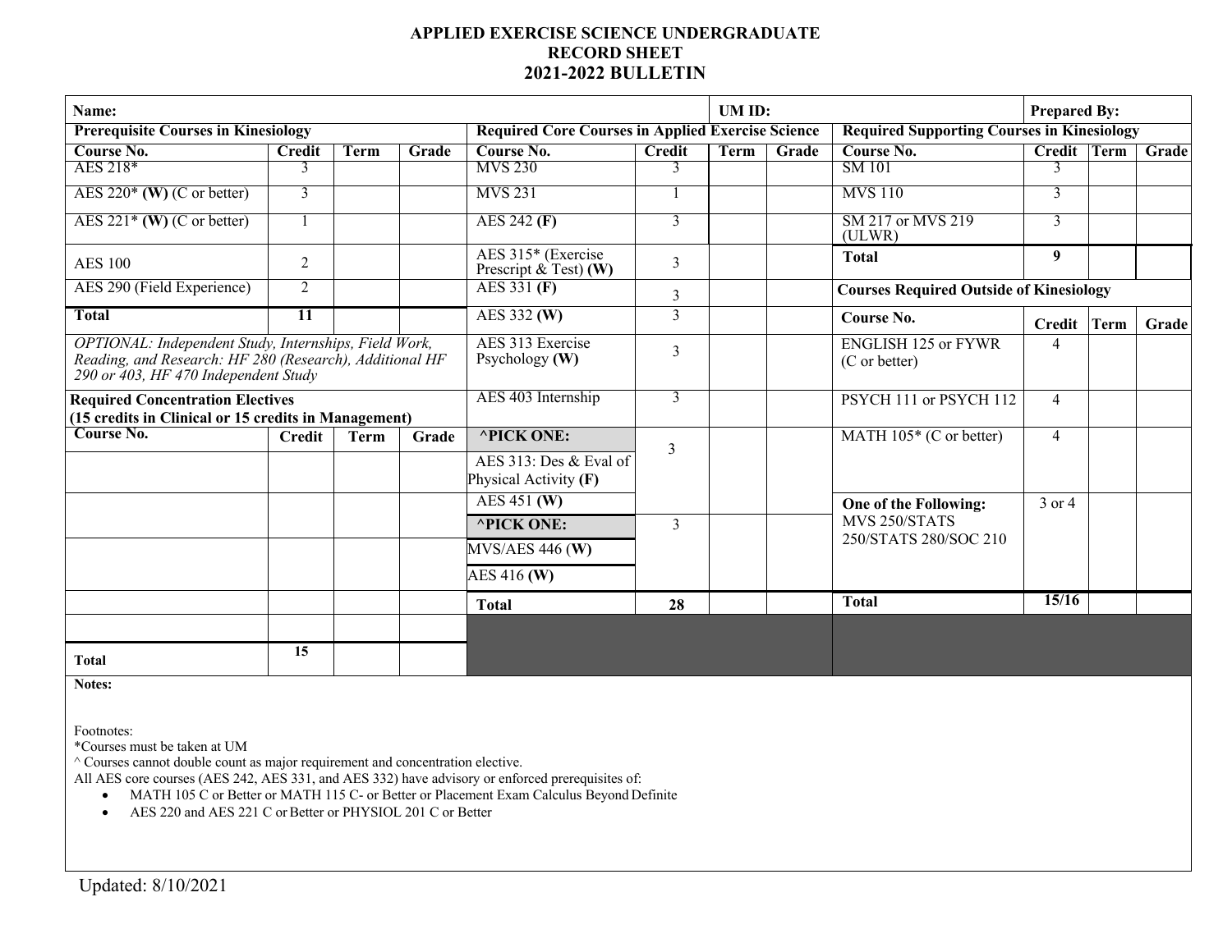# APPLIED EXERCISE SCIENCE UNDERGRADUATE RECORD SHEET 2021-2022 BULLETIN

**Name:** **UM ID:** **Prepared By:**

## Prerequisite Courses in Kinesiology

| Course No. | Credit | Term | Grade |
|---|---|---|---|
| AES 218* | 3 | | |
| AES 220* **(W)** (C or better) | 3 | | |
| AES 221* **(W)** (C or better) | 1 | | |
| AES 100 | 2 | | |
| AES 290 (Field Experience) | 2 | | |
| **Total** | **11** | | |

*OPTIONAL: Independent Study, Internships, Field Work, Reading, and Research: HF 280 (Research), Additional HF 290 or 403, HF 470 Independent Study*

## Required Concentration Electives
**(15 credits in Clinical or 15 credits in Management)**

| Course No. | Credit | Term | Grade |
|---|---|---|---|
| | | | |
| | | | |
| | | | |
| | | | |
| | | | |
| | | | |
| **Total** | **15** | | |

## Required Core Courses in Applied Exercise Science

| Course No. | Credit | Term | Grade |
|---|---|---|---|
| MVS 230 | 3 | | |
| MVS 231 | 1 | | |
| AES 242 **(F)** | 3 | | |
| AES 315* (Exercise Prescript & Test) **(W)** | 3 | | |
| AES 331 **(F)** | 3 | | |
| AES 332 **(W)** | 3 | | |
| AES 313 Exercise Psychology **(W)** | 3 | | |
| AES 403 Internship | 3 | | |
| **^PICK ONE:** AES 313: Des & Eval of Physical Activity **(F)** / AES 451 **(W)** | 3 | | |
| **^PICK ONE:** MVS/AES 446 **(W)** / AES 416 **(W)** | 3 | | |
| **Total** | **28** | | |

## Required Supporting Courses in Kinesiology

| Course No. | Credit | Term | Grade |
|---|---|---|---|
| SM 101 | 3 | | |
| MVS 110 | 3 | | |
| SM 217 or MVS 219 (ULWR) | 3 | | |
| **Total** | **9** | | |

## Courses Required Outside of Kinesiology

| Course No. | Credit | Term | Grade |
|---|---|---|---|
| ENGLISH 125 or FYWR (C or better) | 4 | | |
| PSYCH 111 or PSYCH 112 | 4 | | |
| MATH 105* (C or better) | 4 | | |
| **One of the Following:** MVS 250/STATS 250/STATS 280/SOC 210 | 3 or 4 | | |
| **Total** | **15/16** | | |

**Notes:**

Footnotes:
*Courses must be taken at UM
^ Courses cannot double count as major requirement and concentration elective.
All AES core courses (AES 242, AES 331, and AES 332) have advisory or enforced prerequisites of:

- MATH 105 C or Better or MATH 115 C- or Better or Placement Exam Calculus Beyond Definite
- AES 220 and AES 221 C or Better or PHYSIOL 201 C or Better

Updated: 8/10/2021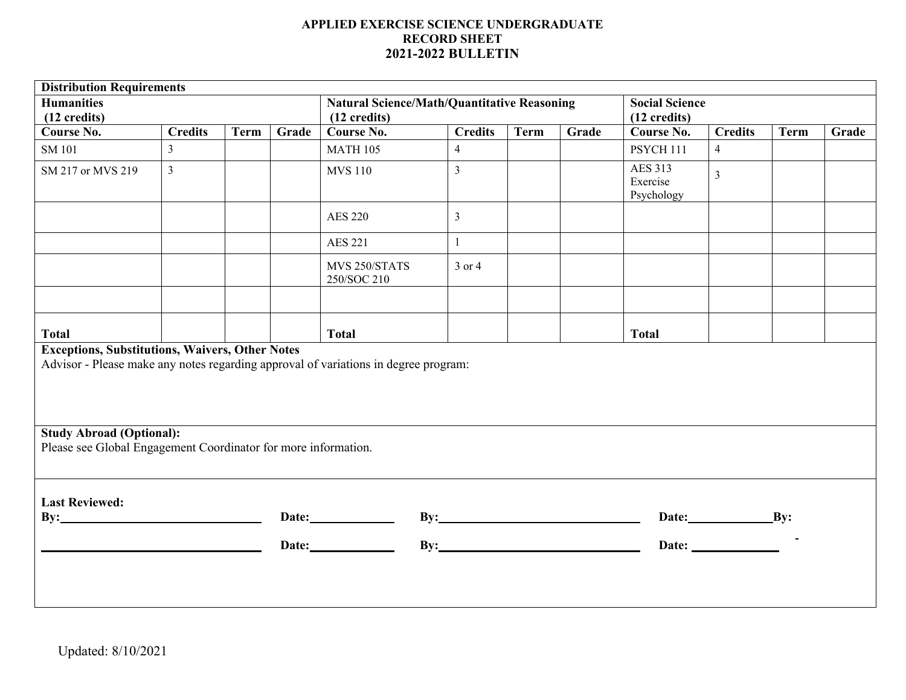**APPLIED EXERCISE SCIENCE UNDERGRADUATE RECORD SHEET 2021-2022 BULLETIN**

| **Distribution Requirements** | | | | | | | | | | | |
|---|---|---|---|---|---|---|---|---|---|---|---|
| **Humanities (12 credits)** | | | | **Natural Science/Math/Quantitative Reasoning (12 credits)** | | | | **Social Science (12 credits)** | | | |
| **Course No.** | **Credits** | **Term** | **Grade** | **Course No.** | **Credits** | **Term** | **Grade** | **Course No.** | **Credits** | **Term** | **Grade** |
| SM 101 | 3 | | | MATH 105 | 4 | | | PSYCH 111 | 4 | | |
| SM 217 or MVS 219 | 3 | | | MVS 110 | 3 | | | AES 313 Exercise Psychology | 3 | | |
| | | | | AES 220 | 3 | | | | | | |
| | | | | AES 221 | 1 | | | | | | |
| | | | | MVS 250/STATS 250/SOC 210 | 3 or 4 | | | | | | |
| | | | | | | | | | | | |
| **Total** | | | | **Total** | | | | **Total** | | | |

**Exceptions, Substitutions, Waivers, Other Notes**

Advisor - Please make any notes regarding approval of variations in degree program:

**Study Abroad (Optional):**

Please see Global Engagement Coordinator for more information.

**Last Reviewed:**

**By:**\_\_\_\_\_\_\_\_\_\_\_\_\_\_\_\_\_\_\_\_ **Date:**\_\_\_\_\_\_\_\_\_\_ **By:**\_\_\_\_\_\_\_\_\_\_\_\_\_\_\_\_\_\_\_\_ **Date:**\_\_\_\_\_\_\_\_\_\_ **By:**

\_\_\_\_\_\_\_\_\_\_\_\_\_\_\_\_\_\_\_\_ **Date:**\_\_\_\_\_\_\_\_\_\_ **By:**\_\_\_\_\_\_\_\_\_\_\_\_\_\_\_\_\_\_\_\_ **Date:** \_\_\_\_\_\_\_\_\_\_

Updated: 8/10/2021